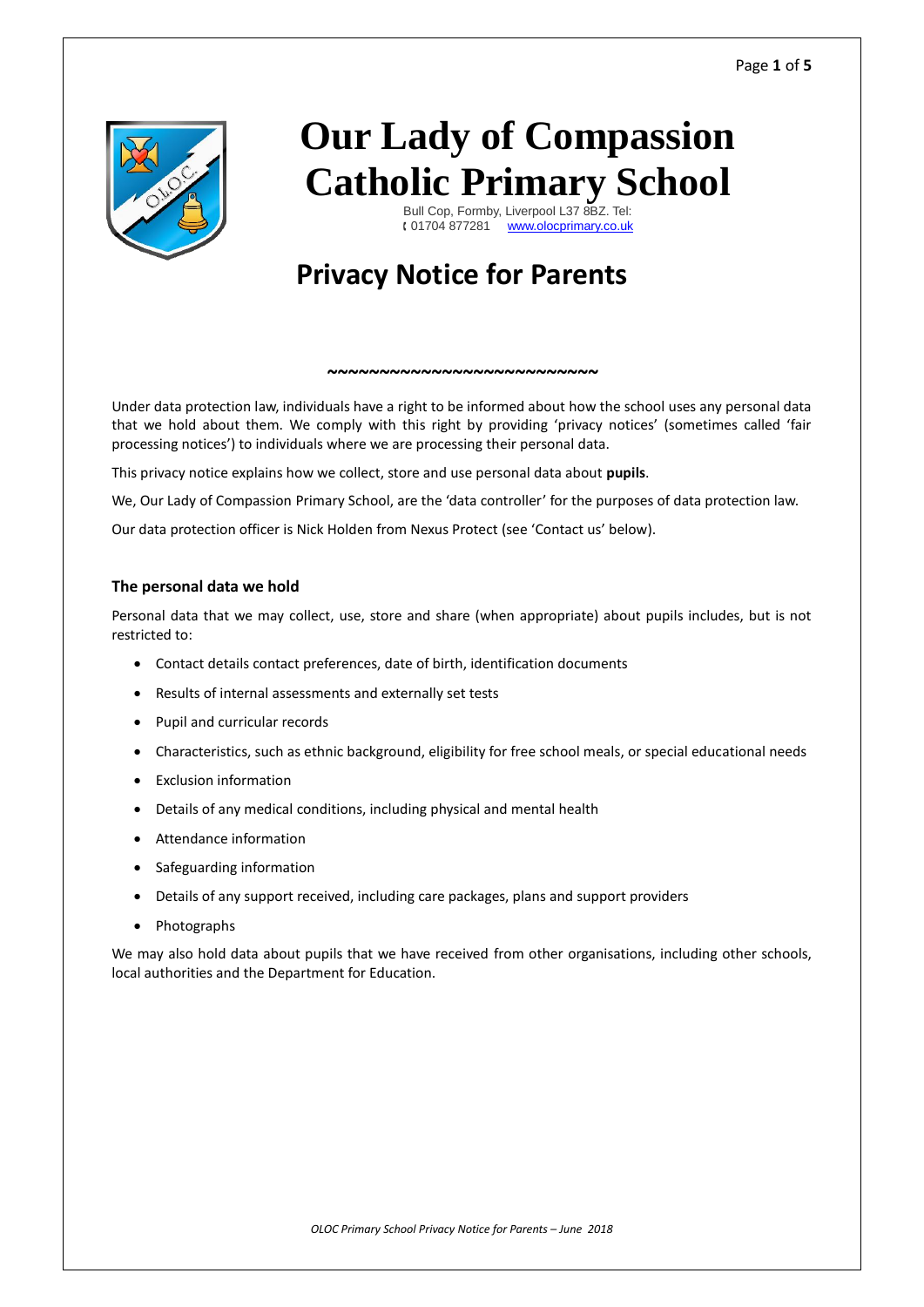# Our Lady of Compassion Catholic Primary School

Bull Cop, Formby, Liverpool L37 8BZ. Tel: 01704 877281 www.olocprimary.co.uk

## Privacy Notice for Parents

~~~~~~~~~~~~~~~~~~~~~~~~~~

Under data protection law, individuals have a right to be informed about how the school uses any personal data that we hold about them. We comply with this right by providing 'privacy notices' (sometimes called 'fair processing notices') to individuals where we are processing their personal data.

This privacy notice explains how we collect, store and use personal data about **pupils**.

We, Our Lady of Compassion Primary School, are the 'data controller' for the purposes of data protection law.

Our data protection officer is Nick Holden from Nexus Protect (see 'Contact us' below).

### The personal data we hold

Personal data that we may collect, use, store and share (when appropriate) about pupils includes, but is not restricted to:

- Contact details contact preferences, date of birth, identification documents
- Results of internal assessments and externally set tests
- Pupil and curricular records
- Characteristics, such as ethnic background, eligibility for free school meals, or special educational needs
- Exclusion information
- Details of any medical conditions, including physical and mental health
- Attendance information
- Safeguarding information
- Details of any support received, including care packages, plans and support providers
- Photographs

We may also hold data about pupils that we have received from other organisations, including other schools, local authorities and the Department for Education.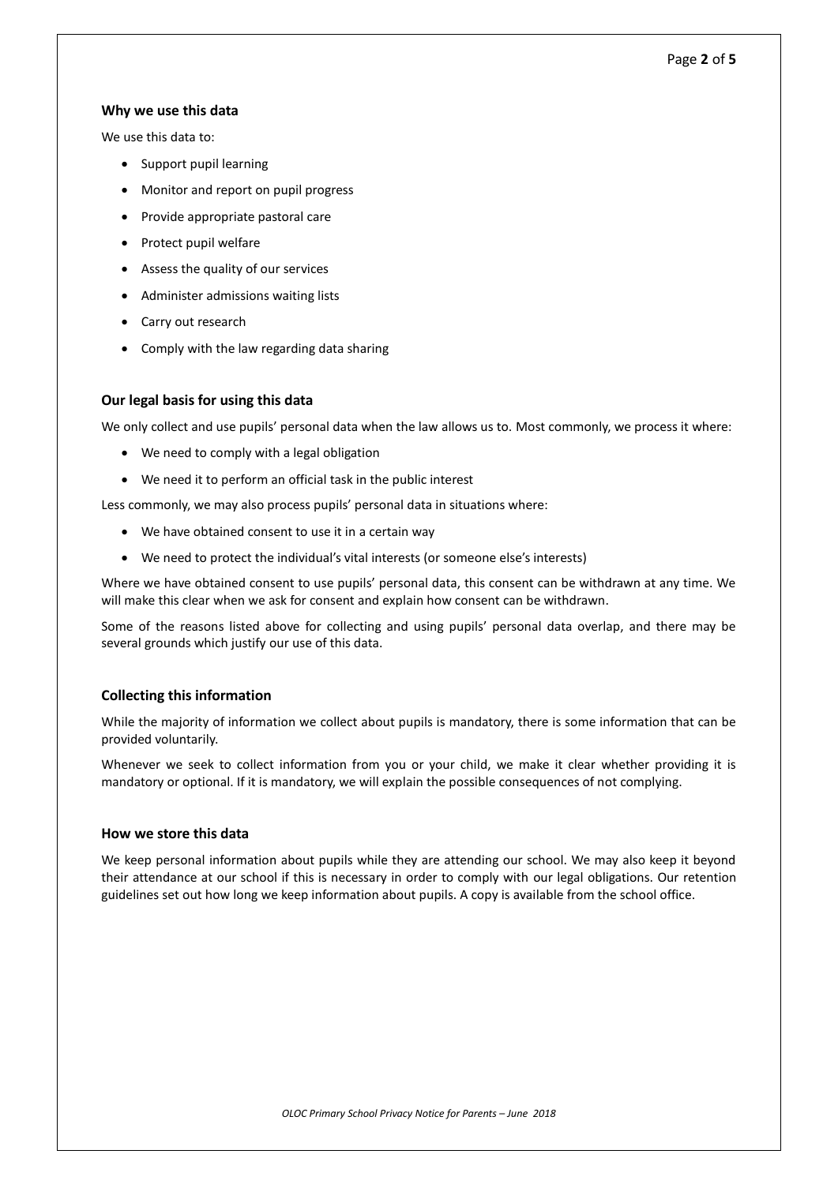### Why we use this data

We use this data to:

- Support pupil learning
- Monitor and report on pupil progress
- Provide appropriate pastoral care
- Protect pupil welfare
- Assess the quality of our services
- Administer admissions waiting lists
- Carry out research
- Comply with the law regarding data sharing

### Our legal basis for using this data

We only collect and use pupils' personal data when the law allows us to. Most commonly, we process it where:

- We need to comply with a legal obligation
- We need it to perform an official task in the public interest

Less commonly, we may also process pupils' personal data in situations where:

- We have obtained consent to use it in a certain way
- We need to protect the individual's vital interests (or someone else's interests)

Where we have obtained consent to use pupils' personal data, this consent can be withdrawn at any time. We will make this clear when we ask for consent and explain how consent can be withdrawn.

Some of the reasons listed above for collecting and using pupils' personal data overlap, and there may be several grounds which justify our use of this data.

### Collecting this information

While the majority of information we collect about pupils is mandatory, there is some information that can be provided voluntarily.

Whenever we seek to collect information from you or your child, we make it clear whether providing it is mandatory or optional. If it is mandatory, we will explain the possible consequences of not complying.

### How we store this data

We keep personal information about pupils while they are attending our school. We may also keep it beyond their attendance at our school if this is necessary in order to comply with our legal obligations. Our retention guidelines set out how long we keep information about pupils. A copy is available from the school office.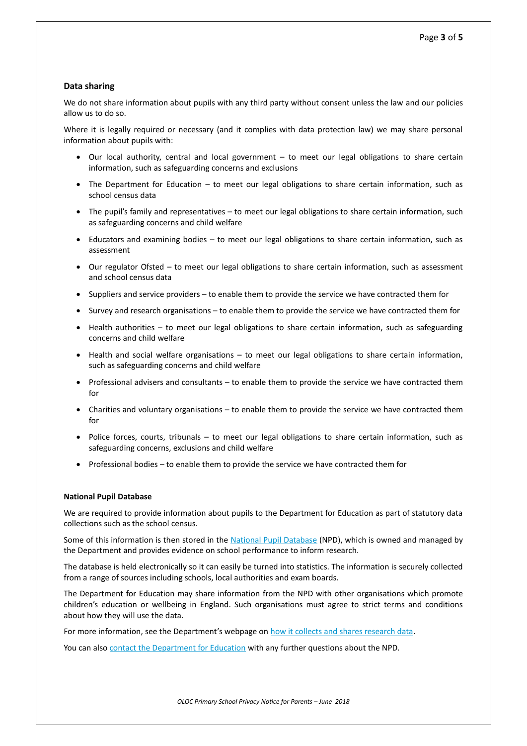## Data sharing

We do not share information about pupils with any third party without consent unless the law and our policies allow us to do so.

Where it is legally required or necessary (and it complies with data protection law) we may share personal information about pupils with:

- Our local authority, central and local government – to meet our legal obligations to share certain information, such as safeguarding concerns and exclusions
- The Department for Education – to meet our legal obligations to share certain information, such as school census data
- The pupil's family and representatives – to meet our legal obligations to share certain information, such as safeguarding concerns and child welfare
- Educators and examining bodies – to meet our legal obligations to share certain information, such as assessment
- Our regulator Ofsted – to meet our legal obligations to share certain information, such as assessment and school census data
- Suppliers and service providers – to enable them to provide the service we have contracted them for
- Survey and research organisations – to enable them to provide the service we have contracted them for
- Health authorities – to meet our legal obligations to share certain information, such as safeguarding concerns and child welfare
- Health and social welfare organisations – to meet our legal obligations to share certain information, such as safeguarding concerns and child welfare
- Professional advisers and consultants – to enable them to provide the service we have contracted them for
- Charities and voluntary organisations – to enable them to provide the service we have contracted them for
- Police forces, courts, tribunals – to meet our legal obligations to share certain information, such as safeguarding concerns, exclusions and child welfare
- Professional bodies – to enable them to provide the service we have contracted them for

### National Pupil Database

We are required to provide information about pupils to the Department for Education as part of statutory data collections such as the school census.

Some of this information is then stored in the National Pupil Database (NPD), which is owned and managed by the Department and provides evidence on school performance to inform research.

The database is held electronically so it can easily be turned into statistics. The information is securely collected from a range of sources including schools, local authorities and exam boards.

The Department for Education may share information from the NPD with other organisations which promote children's education or wellbeing in England. Such organisations must agree to strict terms and conditions about how they will use the data.

For more information, see the Department's webpage on how it collects and shares research data.

You can also contact the Department for Education with any further questions about the NPD.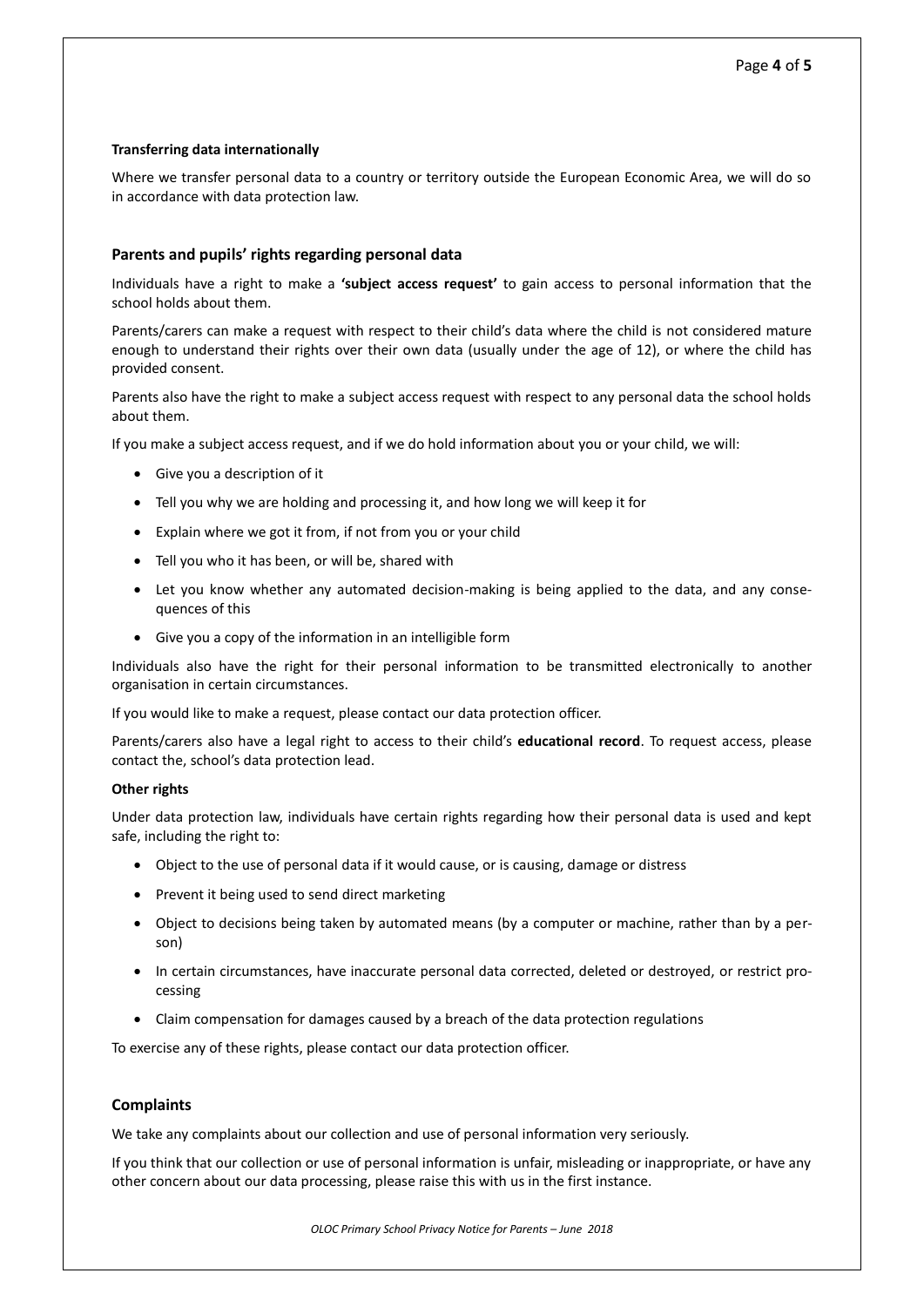#### Transferring data internationally

Where we transfer personal data to a country or territory outside the European Economic Area, we will do so in accordance with data protection law.

### Parents and pupils' rights regarding personal data

Individuals have a right to make a **'subject access request'** to gain access to personal information that the school holds about them.

Parents/carers can make a request with respect to their child's data where the child is not considered mature enough to understand their rights over their own data (usually under the age of 12), or where the child has provided consent.

Parents also have the right to make a subject access request with respect to any personal data the school holds about them.

If you make a subject access request, and if we do hold information about you or your child, we will:

- Give you a description of it
- Tell you why we are holding and processing it, and how long we will keep it for
- Explain where we got it from, if not from you or your child
- Tell you who it has been, or will be, shared with
- Let you know whether any automated decision-making is being applied to the data, and any consequences of this
- Give you a copy of the information in an intelligible form

Individuals also have the right for their personal information to be transmitted electronically to another organisation in certain circumstances.

If you would like to make a request, please contact our data protection officer.

Parents/carers also have a legal right to access to their child's **educational record**. To request access, please contact the, school's data protection lead.

#### Other rights

Under data protection law, individuals have certain rights regarding how their personal data is used and kept safe, including the right to:

- Object to the use of personal data if it would cause, or is causing, damage or distress
- Prevent it being used to send direct marketing
- Object to decisions being taken by automated means (by a computer or machine, rather than by a person)
- In certain circumstances, have inaccurate personal data corrected, deleted or destroyed, or restrict processing
- Claim compensation for damages caused by a breach of the data protection regulations

To exercise any of these rights, please contact our data protection officer.

### Complaints

We take any complaints about our collection and use of personal information very seriously.

If you think that our collection or use of personal information is unfair, misleading or inappropriate, or have any other concern about our data processing, please raise this with us in the first instance.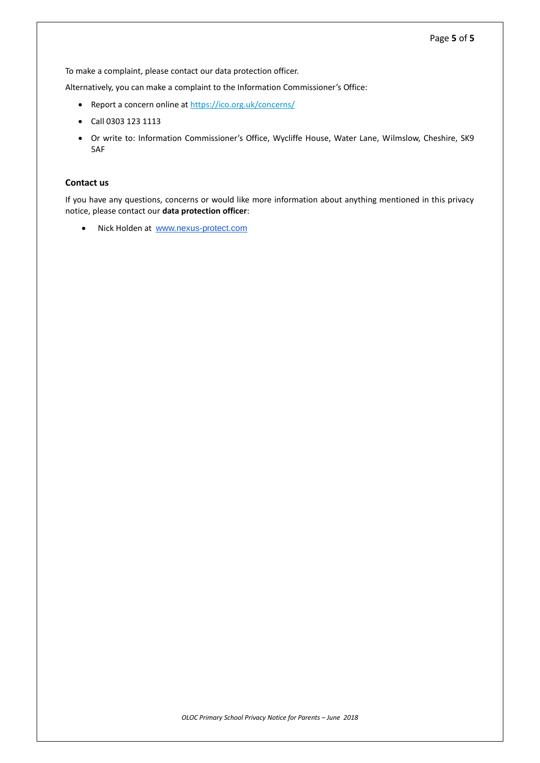To make a complaint, please contact our data protection officer.

Alternatively, you can make a complaint to the Information Commissioner's Office:

- Report a concern online at https://ico.org.uk/concerns/
- Call 0303 123 1113
- Or write to: Information Commissioner's Office, Wycliffe House, Water Lane, Wilmslow, Cheshire, SK9 5AF

### Contact us

If you have any questions, concerns or would like more information about anything mentioned in this privacy notice, please contact our **data protection officer**:

- Nick Holden at www.nexus-protect.com